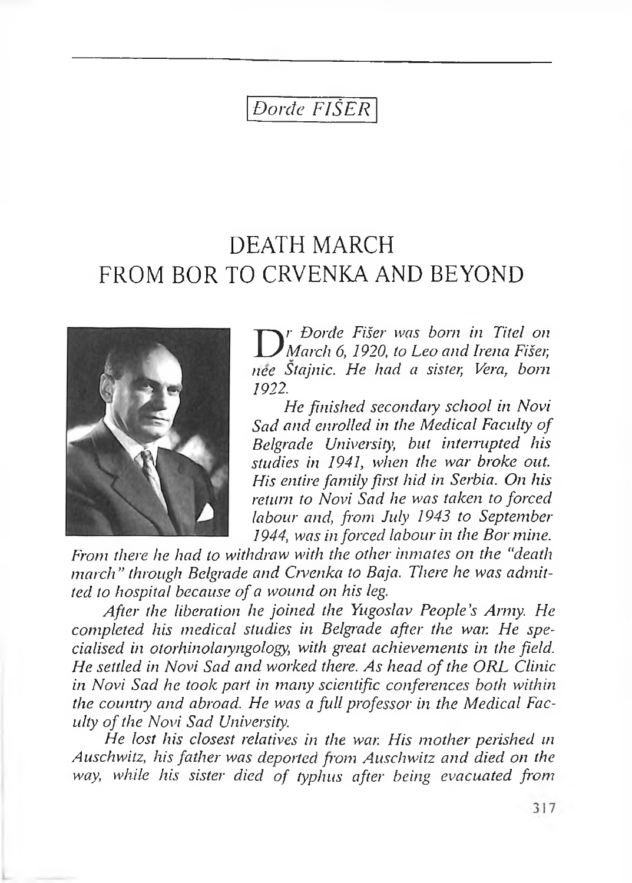Đorđe FIŠER

# DEATH MARCH FROM BOR TO CRVENKA AND BEYOND

*Dr Đorđe Fišer was born in Titel on March 6, 1920, to Leo and Irena Fišer, née Štajnic. He had a sister, Vera, born 1922.*

*He finished secondary school in Novi Sad and enrolled in the Medical Faculty of Belgrade University, but interrupted his studies in 1941, when the war broke out. His entire family first hid in Serbia. On his return to Novi Sad he was taken to forced labour and, from July 1943 to September 1944, was in forced labour in the Bor mine. From there he had to withdraw with the other inmates on the "death march" through Belgrade and Crvenka to Baja. There he was admitted to hospital because of a wound on his leg.*

*After the liberation he joined the Yugoslav People's Army. He completed his medical studies in Belgrade after the war. He specialised in otorhinolaryngology, with great achievements in the field. He settled in Novi Sad and worked there. As head of the ORL Clinic in Novi Sad he took part in many scientific conferences both within the country and abroad. He was a full professor in the Medical Faculty of the Novi Sad University.*

*He lost his closest relatives in the war. His mother perished in Auschwitz, his father was deported from Auschwitz and died on the way, while his sister died of typhus after being evacuated from*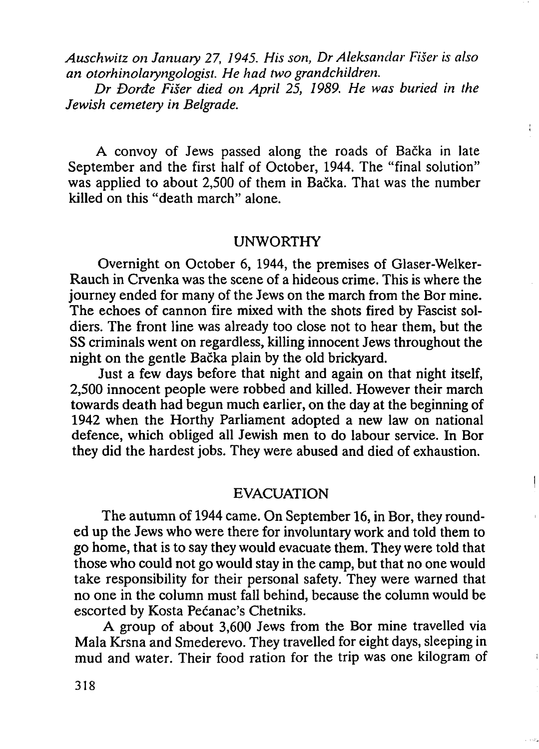*Auschwitz on January 27, 1945. His son, Dr Aleksandar Fišer is also an otorhinolaryngologist. He had two grandchildren.*

*Dr Đorđe Fišer died on April 25, 1989. He was buried in the Jewish cemetery in Belgrade.*

A convoy of Jews passed along the roads of Bačka in late September and the first half of October, 1944. The "final solution" was applied to about 2,500 of them in Bačka. That was the number killed on this "death march" alone.

## UNWORTHY

Overnight on October 6, 1944, the premises of Glaser-Welker-Rauch in Crvenka was the scene of a hideous crime. This is where the journey ended for many of the Jews on the march from the Bor mine. The echoes of cannon fire mixed with the shots fired by Fascist soldiers. The front line was already too close not to hear them, but the SS criminals went on regardless, killing innocent Jews throughout the night on the gentle Bačka plain by the old brickyard.

Just a few days before that night and again on that night itself, 2,500 innocent people were robbed and killed. However their march towards death had begun much earlier, on the day at the beginning of 1942 when the Horthy Parliament adopted a new law on national defence, which obliged all Jewish men to do labour service. In Bor they did the hardest jobs. They were abused and died of exhaustion.

## EVACUATION

The autumn of 1944 came. On September 16, in Bor, they rounded up the Jews who were there for involuntary work and told them to go home, that is to say they would evacuate them. They were told that those who could not go would stay in the camp, but that no one would take responsibility for their personal safety. They were warned that no one in the column must fall behind, because the column would be escorted by Kosta Pećanac's Chetniks.

A group of about 3,600 Jews from the Bor mine travelled via Mala Krsna and Smederevo. They travelled for eight days, sleeping in mud and water. Their food ration for the trip was one kilogram of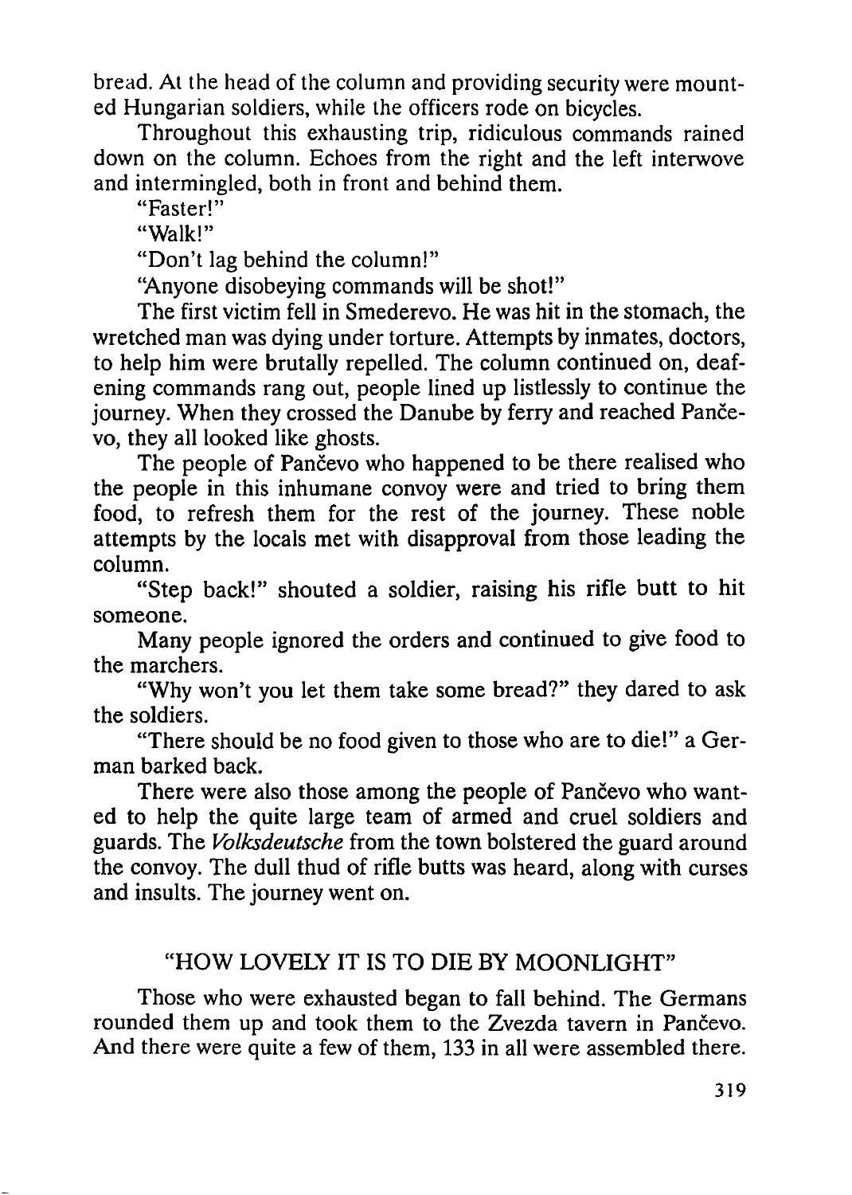bread. At the head of the column and providing security were mounted Hungarian soldiers, while the officers rode on bicycles.

Throughout this exhausting trip, ridiculous commands rained down on the column. Echoes from the right and the left interwove and intermingled, both in front and behind them.

"Faster!"

"Walk!"

"Don't lag behind the column!"

"Anyone disobeying commands will be shot!"

The first victim fell in Smederevo. He was hit in the stomach, the wretched man was dying under torture. Attempts by inmates, doctors, to help him were brutally repelled. The column continued on, deafening commands rang out, people lined up listlessly to continue the journey. When they crossed the Danube by ferry and reached Pančevo, they all looked like ghosts.

The people of Pančevo who happened to be there realised who the people in this inhumane convoy were and tried to bring them food, to refresh them for the rest of the journey. These noble attempts by the locals met with disapproval from those leading the column.

"Step back!" shouted a soldier, raising his rifle butt to hit someone.

Many people ignored the orders and continued to give food to the marchers.

"Why won't you let them take some bread?" they dared to ask the soldiers.

"There should be no food given to those who are to die!" a German barked back.

There were also those among the people of Pančevo who wanted to help the quite large team of armed and cruel soldiers and guards. The *Volksdeutsche* from the town bolstered the guard around the convoy. The dull thud of rifle butts was heard, along with curses and insults. The journey went on.

## "HOW LOVELY IT IS TO DIE BY MOONLIGHT"

Those who were exhausted began to fall behind. The Germans rounded them up and took them to the Zvezda tavern in Pančevo. And there were quite a few of them, 133 in all were assembled there.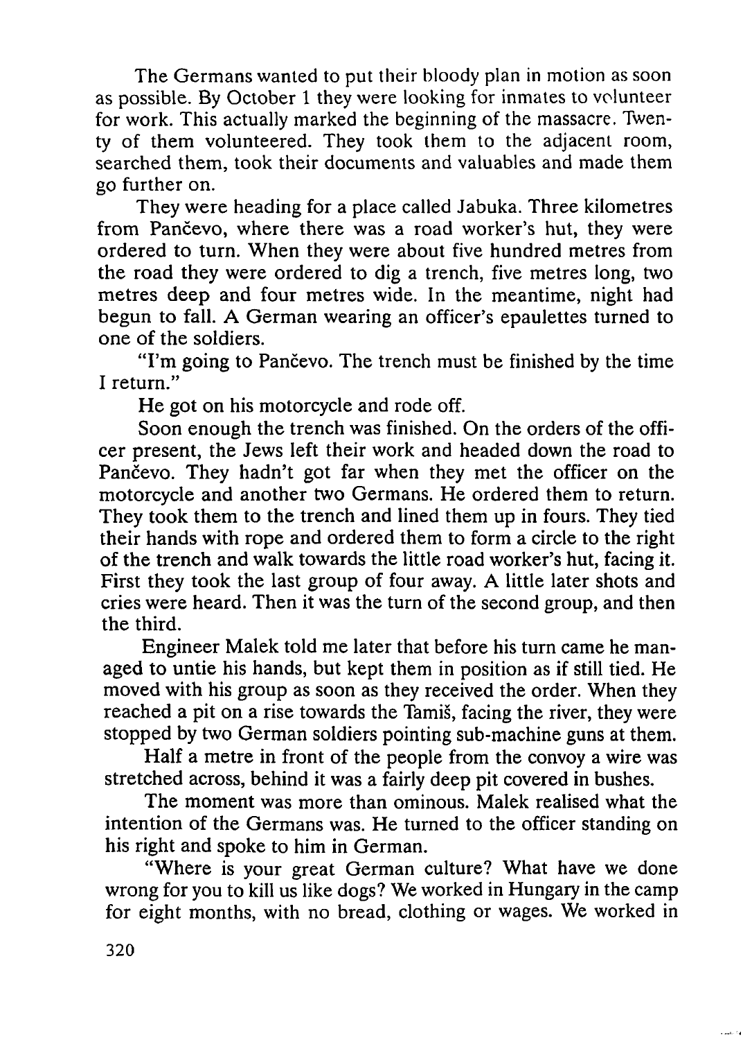The Germans wanted to put their bloody plan in motion as soon as possible. By October 1 they were looking for inmates to volunteer for work. This actually marked the beginning of the massacre. Twenty of them volunteered. They took them to the adjacent room, searched them, took their documents and valuables and made them go further on.

They were heading for a place called Jabuka. Three kilometres from Pančevo, where there was a road worker's hut, they were ordered to turn. When they were about five hundred metres from the road they were ordered to dig a trench, five metres long, two metres deep and four metres wide. In the meantime, night had begun to fall. A German wearing an officer's epaulettes turned to one of the soldiers.

"I'm going to Pančevo. The trench must be finished by the time I return."

He got on his motorcycle and rode off.

Soon enough the trench was finished. On the orders of the officer present, the Jews left their work and headed down the road to Pančevo. They hadn't got far when they met the officer on the motorcycle and another two Germans. He ordered them to return. They took them to the trench and lined them up in fours. They tied their hands with rope and ordered them to form a circle to the right of the trench and walk towards the little road worker's hut, facing it. First they took the last group of four away. A little later shots and cries were heard. Then it was the turn of the second group, and then the third.

Engineer Malek told me later that before his turn came he managed to untie his hands, but kept them in position as if still tied. He moved with his group as soon as they received the order. When they reached a pit on a rise towards the Tamiš, facing the river, they were stopped by two German soldiers pointing sub-machine guns at them.

Half a metre in front of the people from the convoy a wire was stretched across, behind it was a fairly deep pit covered in bushes.

The moment was more than ominous. Malek realised what the intention of the Germans was. He turned to the officer standing on his right and spoke to him in German.

"Where is your great German culture? What have we done wrong for you to kill us like dogs? We worked in Hungary in the camp for eight months, with no bread, clothing or wages. We worked in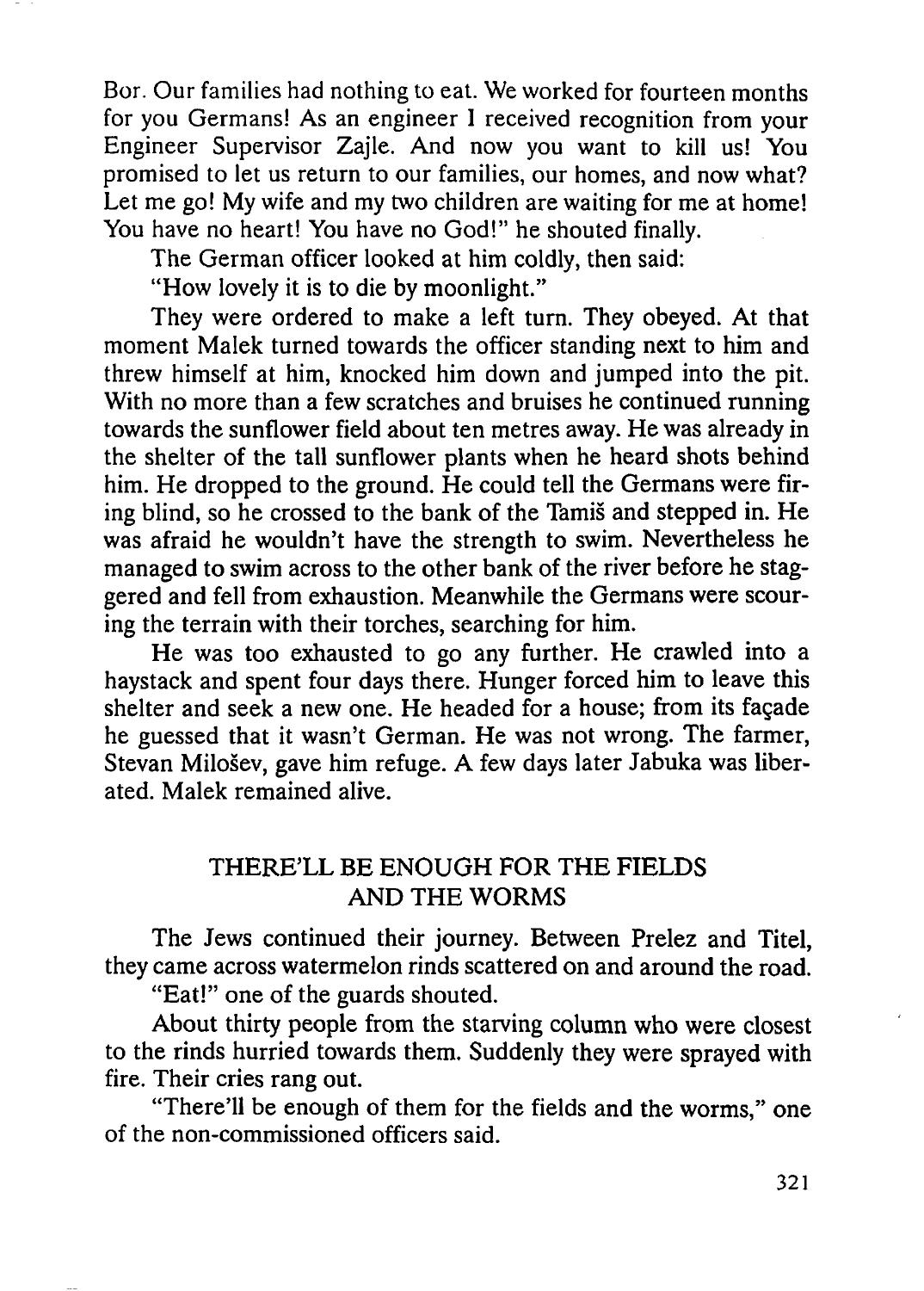Bor. Our families had nothing to eat. We worked for fourteen months for you Germans! As an engineer I received recognition from your Engineer Supervisor Zajle. And now you want to kill us! You promised to let us return to our families, our homes, and now what? Let me go! My wife and my two children are waiting for me at home! You have no heart! You have no God!" he shouted finally.

The German officer looked at him coldly, then said:

"How lovely it is to die by moonlight."

They were ordered to make a left turn. They obeyed. At that moment Malek turned towards the officer standing next to him and threw himself at him, knocked him down and jumped into the pit. With no more than a few scratches and bruises he continued running towards the sunflower field about ten metres away. He was already in the shelter of the tall sunflower plants when he heard shots behind him. He dropped to the ground. He could tell the Germans were firing blind, so he crossed to the bank of the Tamiš and stepped in. He was afraid he wouldn't have the strength to swim. Nevertheless he managed to swim across to the other bank of the river before he staggered and fell from exhaustion. Meanwhile the Germans were scouring the terrain with their torches, searching for him.

He was too exhausted to go any further. He crawled into a haystack and spent four days there. Hunger forced him to leave this shelter and seek a new one. He headed for a house; from its façade he guessed that it wasn't German. He was not wrong. The farmer, Stevan Milošev, gave him refuge. A few days later Jabuka was liberated. Malek remained alive.

## THERE'LL BE ENOUGH FOR THE FIELDS AND THE WORMS

The Jews continued their journey. Between Prelez and Titel, they came across watermelon rinds scattered on and around the road.

"Eat!" one of the guards shouted.

About thirty people from the starving column who were closest to the rinds hurried towards them. Suddenly they were sprayed with fire. Their cries rang out.

"There'll be enough of them for the fields and the worms," one of the non-commissioned officers said.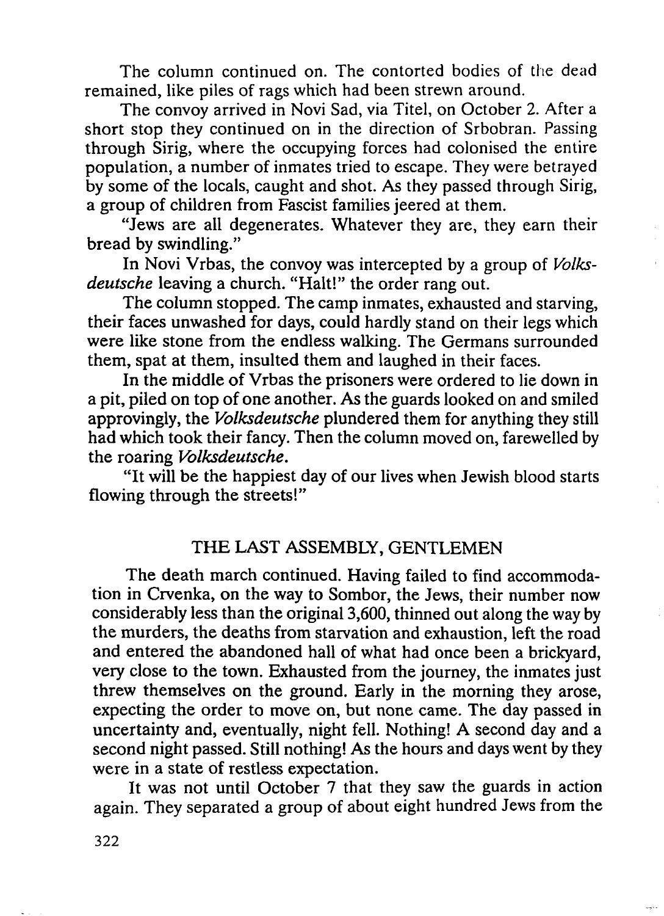The column continued on. The contorted bodies of the dead remained, like piles of rags which had been strewn around.

The convoy arrived in Novi Sad, via Titel, on October 2. After a short stop they continued on in the direction of Srbobran. Passing through Sirig, where the occupying forces had colonised the entire population, a number of inmates tried to escape. They were betrayed by some of the locals, caught and shot. As they passed through Sirig, a group of children from Fascist families jeered at them.

"Jews are all degenerates. Whatever they are, they earn their bread by swindling."

In Novi Vrbas, the convoy was intercepted by a group of *Volksdeutsche* leaving a church. "Halt!" the order rang out.

The column stopped. The camp inmates, exhausted and starving, their faces unwashed for days, could hardly stand on their legs which were like stone from the endless walking. The Germans surrounded them, spat at them, insulted them and laughed in their faces.

In the middle of Vrbas the prisoners were ordered to lie down in a pit, piled on top of one another. As the guards looked on and smiled approvingly, the *Volksdeutsche* plundered them for anything they still had which took their fancy. Then the column moved on, farewelled by the roaring *Volksdeutsche*.

"It will be the happiest day of our lives when Jewish blood starts flowing through the streets!"

## THE LAST ASSEMBLY, GENTLEMEN

The death march continued. Having failed to find accommodation in Crvenka, on the way to Sombor, the Jews, their number now considerably less than the original 3,600, thinned out along the way by the murders, the deaths from starvation and exhaustion, left the road and entered the abandoned hall of what had once been a brickyard, very close to the town. Exhausted from the journey, the inmates just threw themselves on the ground. Early in the morning they arose, expecting the order to move on, but none came. The day passed in uncertainty and, eventually, night fell. Nothing! A second day and a second night passed. Still nothing! As the hours and days went by they were in a state of restless expectation.

It was not until October 7 that they saw the guards in action again. They separated a group of about eight hundred Jews from the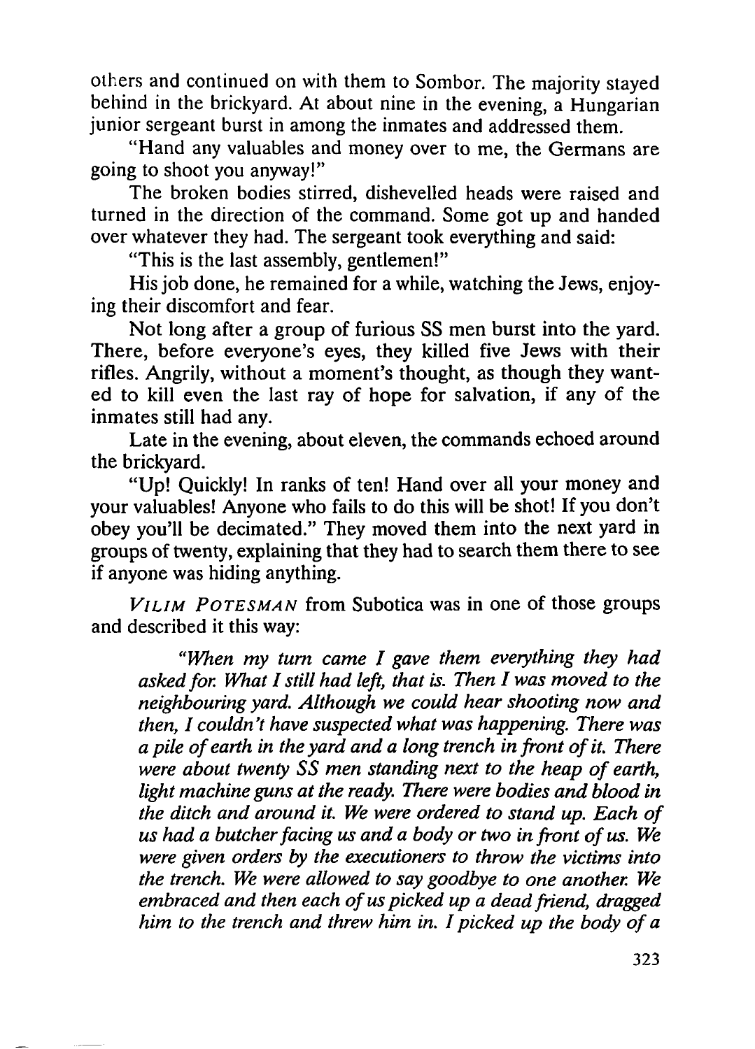others and continued on with them to Sombor. The majority stayed behind in the brickyard. At about nine in the evening, a Hungarian junior sergeant burst in among the inmates and addressed them.

"Hand any valuables and money over to me, the Germans are going to shoot you anyway!"

The broken bodies stirred, dishevelled heads were raised and turned in the direction of the command. Some got up and handed over whatever they had. The sergeant took everything and said:

"This is the last assembly, gentlemen!"

His job done, he remained for a while, watching the Jews, enjoying their discomfort and fear.

Not long after a group of furious SS men burst into the yard. There, before everyone's eyes, they killed five Jews with their rifles. Angrily, without a moment's thought, as though they wanted to kill even the last ray of hope for salvation, if any of the inmates still had any.

Late in the evening, about eleven, the commands echoed around the brickyard.

"Up! Quickly! In ranks of ten! Hand over all your money and your valuables! Anyone who fails to do this will be shot! If you don't obey you'll be decimated." They moved them into the next yard in groups of twenty, explaining that they had to search them there to see if anyone was hiding anything.

*VILIM POTESMAN* from Subotica was in one of those groups and described it this way:

> *"When my turn came I gave them everything they had asked for. What I still had left, that is. Then I was moved to the neighbouring yard. Although we could hear shooting now and then, I couldn't have suspected what was happening. There was a pile of earth in the yard and a long trench in front of it. There were about twenty SS men standing next to the heap of earth, light machine guns at the ready. There were bodies and blood in the ditch and around it. We were ordered to stand up. Each of us had a butcher facing us and a body or two in front of us. We were given orders by the executioners to throw the victims into the trench. We were allowed to say goodbye to one another. We embraced and then each of us picked up a dead friend, dragged him to the trench and threw him in. I picked up the body of a*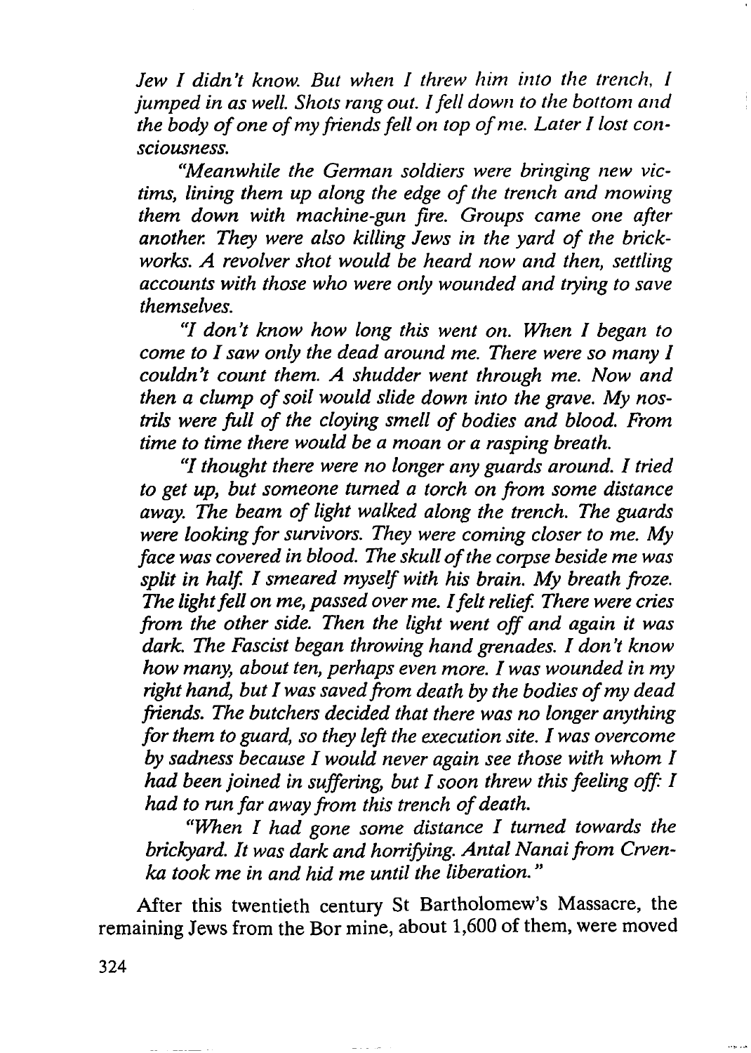*Jew I didn't know. But when I threw him into the trench, I jumped in as well. Shots rang out. I fell down to the bottom and the body of one of my friends fell on top of me. Later I lost consciousness.*

*"Meanwhile the German soldiers were bringing new victims, lining them up along the edge of the trench and mowing them down with machine-gun fire. Groups came one after another. They were also killing Jews in the yard of the brickworks. A revolver shot would be heard now and then, settling accounts with those who were only wounded and trying to save themselves.*

*"I don't know how long this went on. When I began to come to I saw only the dead around me. There were so many I couldn't count them. A shudder went through me. Now and then a clump of soil would slide down into the grave. My nostrils were full of the cloying smell of bodies and blood. From time to time there would be a moan or a rasping breath.*

*"I thought there were no longer any guards around. I tried to get up, but someone turned a torch on from some distance away. The beam of light walked along the trench. The guards were looking for survivors. They were coming closer to me. My face was covered in blood. The skull of the corpse beside me was split in half. I smeared myself with his brain. My breath froze. The light fell on me, passed over me. I felt relief. There were cries from the other side. Then the light went off and again it was dark. The Fascist began throwing hand grenades. I don't know how many, about ten, perhaps even more. I was wounded in my right hand, but I was saved from death by the bodies of my dead friends. The butchers decided that there was no longer anything for them to guard, so they left the execution site. I was overcome by sadness because I would never again see those with whom I had been joined in suffering, but I soon threw this feeling off: I had to run far away from this trench of death.*

*"When I had gone some distance I turned towards the brickyard. It was dark and horrifying. Antal Nanai from Crvenka took me in and hid me until the liberation."*

After this twentieth century St Bartholomew's Massacre, the remaining Jews from the Bor mine, about 1,600 of them, were moved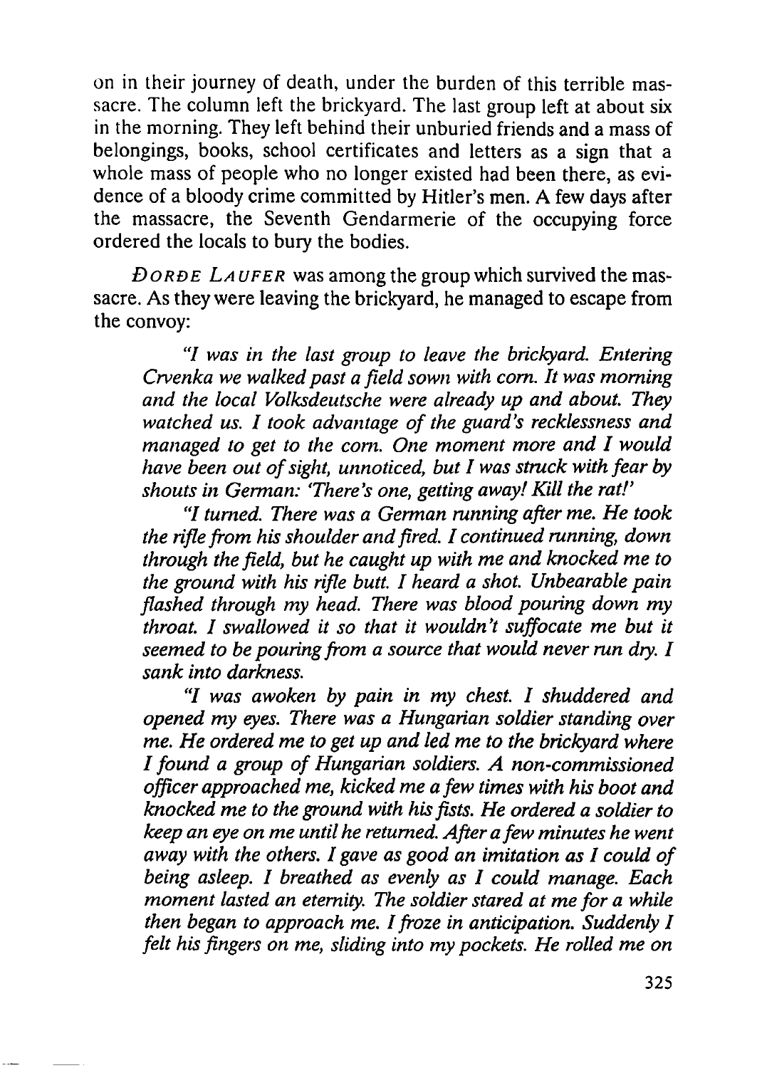on in their journey of death, under the burden of this terrible massacre. The column left the brickyard. The last group left at about six in the morning. They left behind their unburied friends and a mass of belongings, books, school certificates and letters as a sign that a whole mass of people who no longer existed had been there, as evidence of a bloody crime committed by Hitler's men. A few days after the massacre, the Seventh Gendarmerie of the occupying force ordered the locals to bury the bodies.

*ĐORĐE LAUFER* was among the group which survived the massacre. As they were leaving the brickyard, he managed to escape from the convoy:

> *"I was in the last group to leave the brickyard. Entering Crvenka we walked past a field sown with corn. It was morning and the local Volksdeutsche were already up and about. They watched us. I took advantage of the guard's recklessness and managed to get to the corn. One moment more and I would have been out of sight, unnoticed, but I was struck with fear by shouts in German: 'There's one, getting away! Kill the rat!'*
>
> *"I turned. There was a German running after me. He took the rifle from his shoulder and fired. I continued running, down through the field, but he caught up with me and knocked me to the ground with his rifle butt. I heard a shot. Unbearable pain flashed through my head. There was blood pouring down my throat. I swallowed it so that it wouldn't suffocate me but it seemed to be pouring from a source that would never run dry. I sank into darkness.*
>
> *"I was awoken by pain in my chest. I shuddered and opened my eyes. There was a Hungarian soldier standing over me. He ordered me to get up and led me to the brickyard where I found a group of Hungarian soldiers. A non-commissioned officer approached me, kicked me a few times with his boot and knocked me to the ground with his fists. He ordered a soldier to keep an eye on me until he returned. After a few minutes he went away with the others. I gave as good an imitation as I could of being asleep. I breathed as evenly as I could manage. Each moment lasted an eternity. The soldier stared at me for a while then began to approach me. I froze in anticipation. Suddenly I felt his fingers on me, sliding into my pockets. He rolled me on*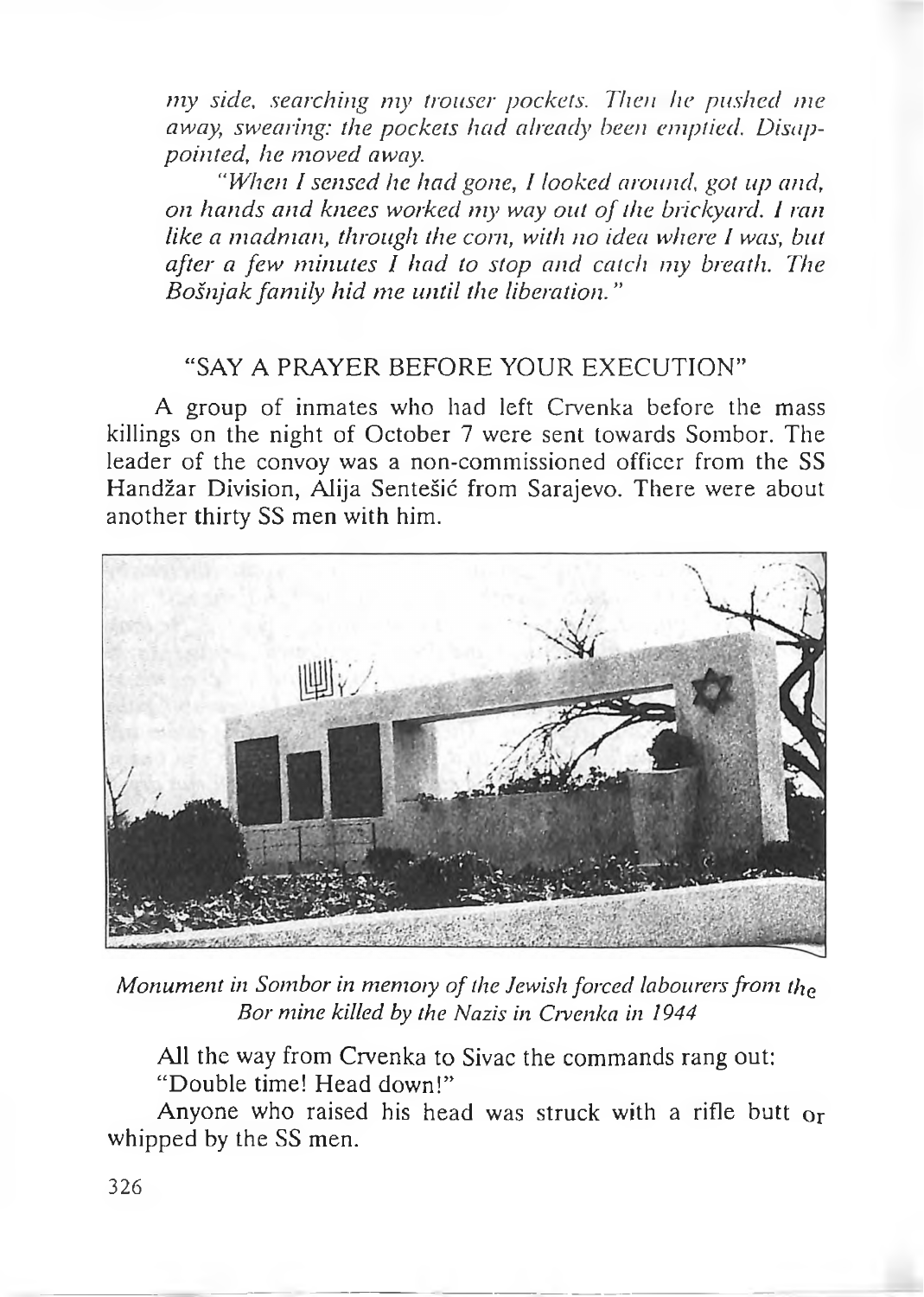*my side, searching my trouser pockets. Then he pushed me away, swearing: the pockets had already been emptied. Disappointed, he moved away.*

*"When I sensed he had gone, I looked around, got up and, on hands and knees worked my way out of the brickyard. I ran like a madman, through the corn, with no idea where I was, but after a few minutes I had to stop and catch my breath. The Bošnjak family hid me until the liberation."*

## "SAY A PRAYER BEFORE YOUR EXECUTION"

A group of inmates who had left Crvenka before the mass killings on the night of October 7 were sent towards Sombor. The leader of the convoy was a non-commissioned officer from the SS Handžar Division, Alija Sentešić from Sarajevo. There were about another thirty SS men with him.

*Monument in Sombor in memory of the Jewish forced labourers from the Bor mine killed by the Nazis in Crvenka in 1944*

All the way from Crvenka to Sivac the commands rang out:

"Double time! Head down!"

Anyone who raised his head was struck with a rifle butt or whipped by the SS men.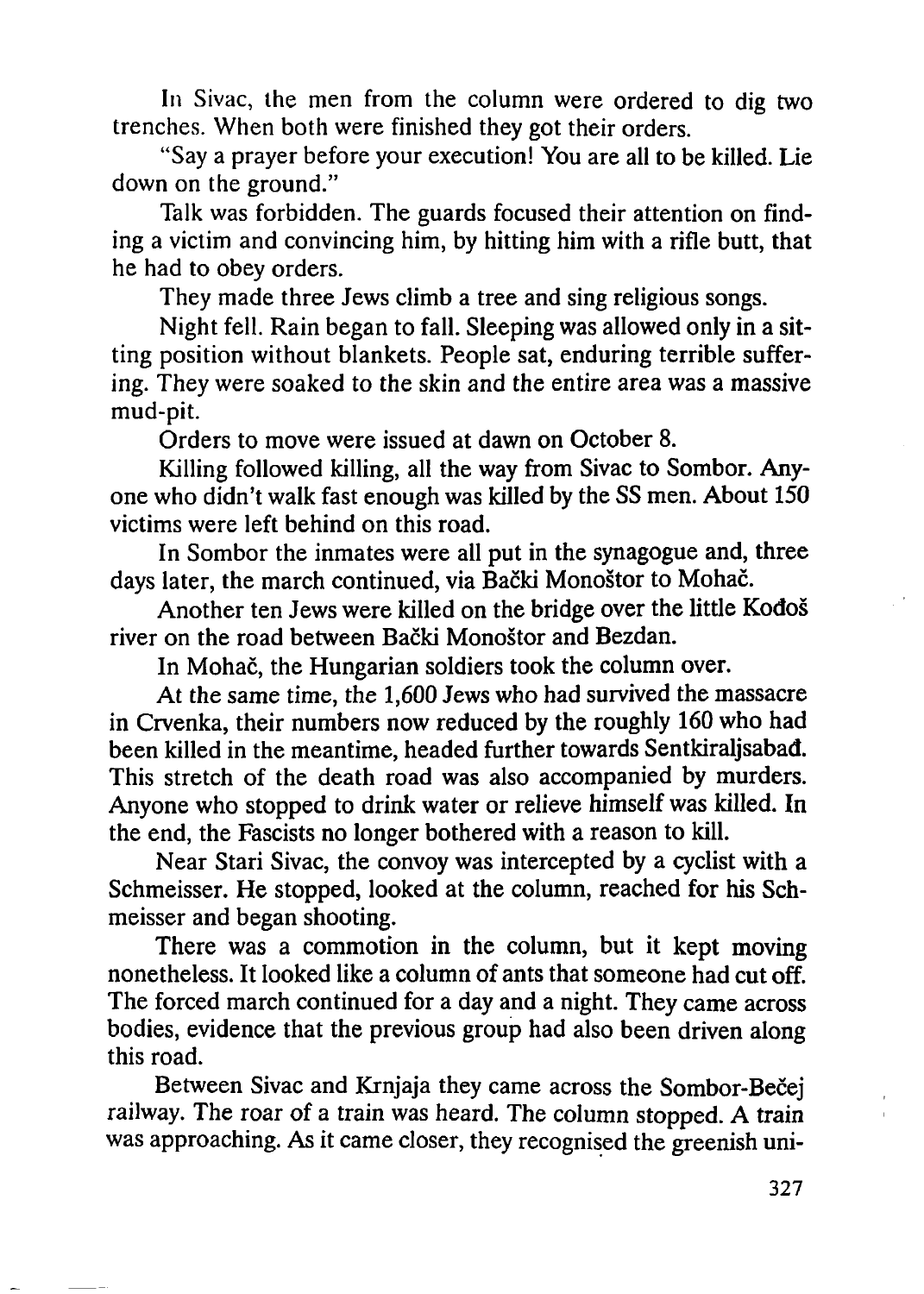In Sivac, the men from the column were ordered to dig two trenches. When both were finished they got their orders.

"Say a prayer before your execution! You are all to be killed. Lie down on the ground."

Talk was forbidden. The guards focused their attention on finding a victim and convincing him, by hitting him with a rifle butt, that he had to obey orders.

They made three Jews climb a tree and sing religious songs.

Night fell. Rain began to fall. Sleeping was allowed only in a sitting position without blankets. People sat, enduring terrible suffering. They were soaked to the skin and the entire area was a massive mud-pit.

Orders to move were issued at dawn on October 8.

Killing followed killing, all the way from Sivac to Sombor. Anyone who didn't walk fast enough was killed by the SS men. About 150 victims were left behind on this road.

In Sombor the inmates were all put in the synagogue and, three days later, the march continued, via Bački Monoštor to Mohač.

Another ten Jews were killed on the bridge over the little Kođoš river on the road between Bački Monoštor and Bezdan.

In Mohač, the Hungarian soldiers took the column over.

At the same time, the 1,600 Jews who had survived the massacre in Crvenka, their numbers now reduced by the roughly 160 who had been killed in the meantime, headed further towards Sentkiraljsabad. This stretch of the death road was also accompanied by murders. Anyone who stopped to drink water or relieve himself was killed. In the end, the Fascists no longer bothered with a reason to kill.

Near Stari Sivac, the convoy was intercepted by a cyclist with a Schmeisser. He stopped, looked at the column, reached for his Schmeisser and began shooting.

There was a commotion in the column, but it kept moving nonetheless. It looked like a column of ants that someone had cut off. The forced march continued for a day and a night. They came across bodies, evidence that the previous group had also been driven along this road.

Between Sivac and Krnjaja they came across the Sombor-Bečej railway. The roar of a train was heard. The column stopped. A train was approaching. As it came closer, they recognised the greenish uni-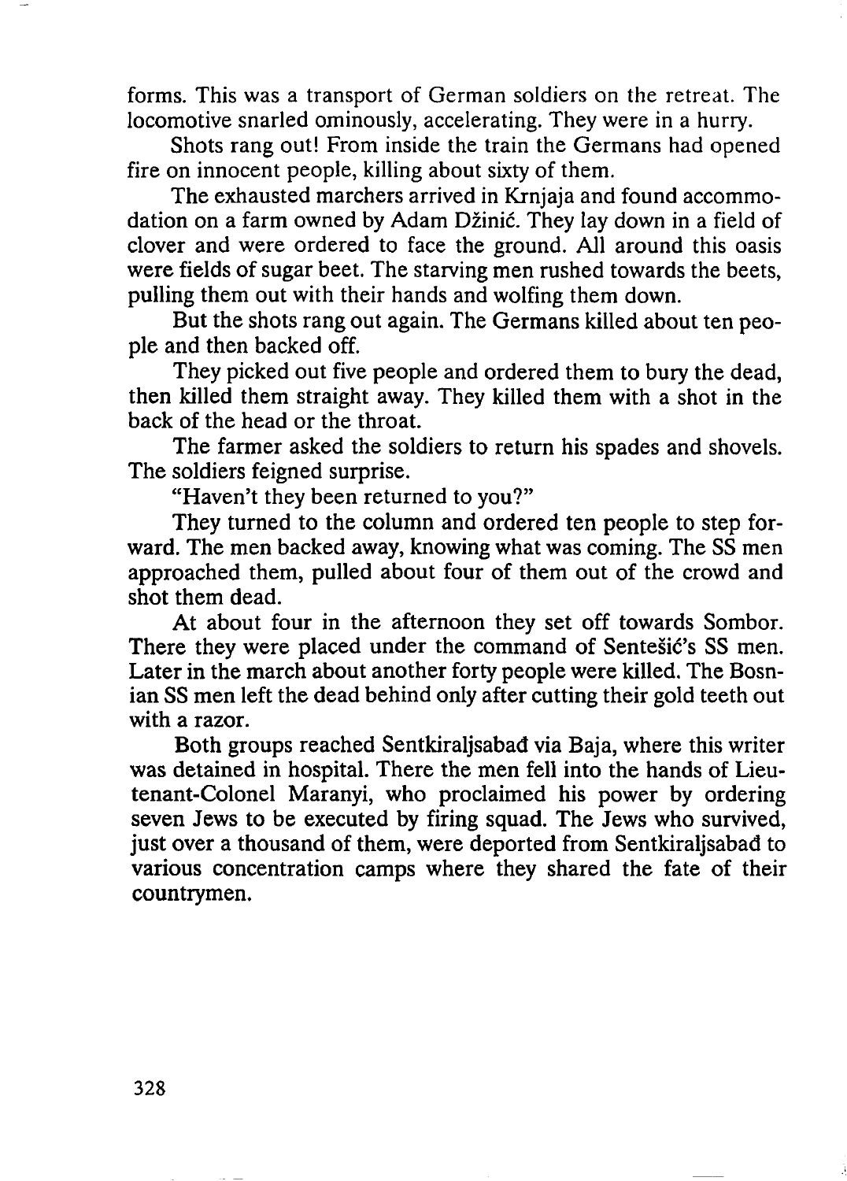forms. This was a transport of German soldiers on the retreat. The locomotive snarled ominously, accelerating. They were in a hurry.

Shots rang out! From inside the train the Germans had opened fire on innocent people, killing about sixty of them.

The exhausted marchers arrived in Krnjaja and found accommodation on a farm owned by Adam Džinić. They lay down in a field of clover and were ordered to face the ground. All around this oasis were fields of sugar beet. The starving men rushed towards the beets, pulling them out with their hands and wolfing them down.

But the shots rang out again. The Germans killed about ten people and then backed off.

They picked out five people and ordered them to bury the dead, then killed them straight away. They killed them with a shot in the back of the head or the throat.

The farmer asked the soldiers to return his spades and shovels. The soldiers feigned surprise.

"Haven't they been returned to you?"

They turned to the column and ordered ten people to step forward. The men backed away, knowing what was coming. The SS men approached them, pulled about four of them out of the crowd and shot them dead.

At about four in the afternoon they set off towards Sombor. There they were placed under the command of Sentešić's SS men. Later in the march about another forty people were killed. The Bosnian SS men left the dead behind only after cutting their gold teeth out with a razor.

Both groups reached Sentkiraljsabađ via Baja, where this writer was detained in hospital. There the men fell into the hands of Lieutenant-Colonel Maranyi, who proclaimed his power by ordering seven Jews to be executed by firing squad. The Jews who survived, just over a thousand of them, were deported from Sentkiraljsabađ to various concentration camps where they shared the fate of their countrymen.